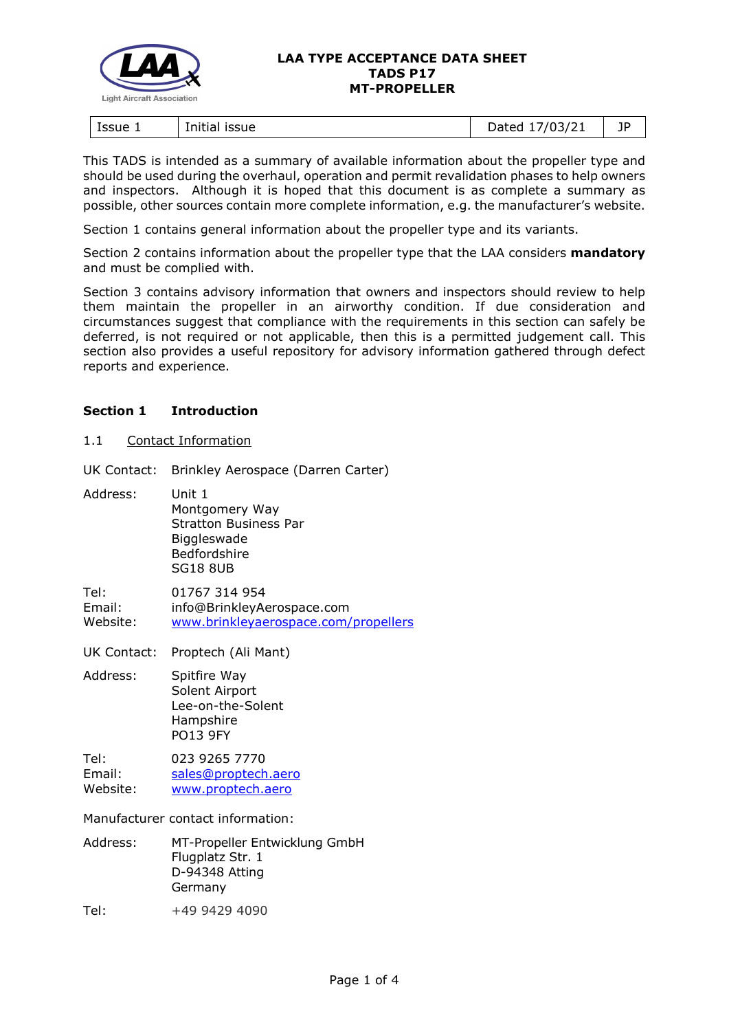# LAA TYPE ACCEPTANCE DATA SHEET
# TADS P17
# MT-PROPELLER

| Issue 1 | Initial issue | Dated 17/03/21 | JP |
|---|---|---|---|

This TADS is intended as a summary of available information about the propeller type and should be used during the overhaul, operation and permit revalidation phases to help owners and inspectors. Although it is hoped that this document is as complete a summary as possible, other sources contain more complete information, e.g. the manufacturer's website.

Section 1 contains general information about the propeller type and its variants.

Section 2 contains information about the propeller type that the LAA considers **mandatory** and must be complied with.

Section 3 contains advisory information that owners and inspectors should review to help them maintain the propeller in an airworthy condition. If due consideration and circumstances suggest that compliance with the requirements in this section can safely be deferred, is not required or not applicable, then this is a permitted judgement call. This section also provides a useful repository for advisory information gathered through defect reports and experience.

## Section 1 Introduction

### 1.1 Contact Information

UK Contact: Brinkley Aerospace (Darren Carter)

Address: Unit 1
Montgomery Way
Stratton Business Par
Biggleswade
Bedfordshire
SG18 8UB

Tel: 01767 314 954
Email: info@BrinkleyAerospace.com
Website: www.brinkleyaerospace.com/propellers

UK Contact: Proptech (Ali Mant)

Address: Spitfire Way
Solent Airport
Lee-on-the-Solent
Hampshire
PO13 9FY

Tel: 023 9265 7770
Email: sales@proptech.aero
Website: www.proptech.aero

Manufacturer contact information:

Address: MT-Propeller Entwicklung GmbH
Flugplatz Str. 1
D-94348 Atting
Germany

Tel: +49 9429 4090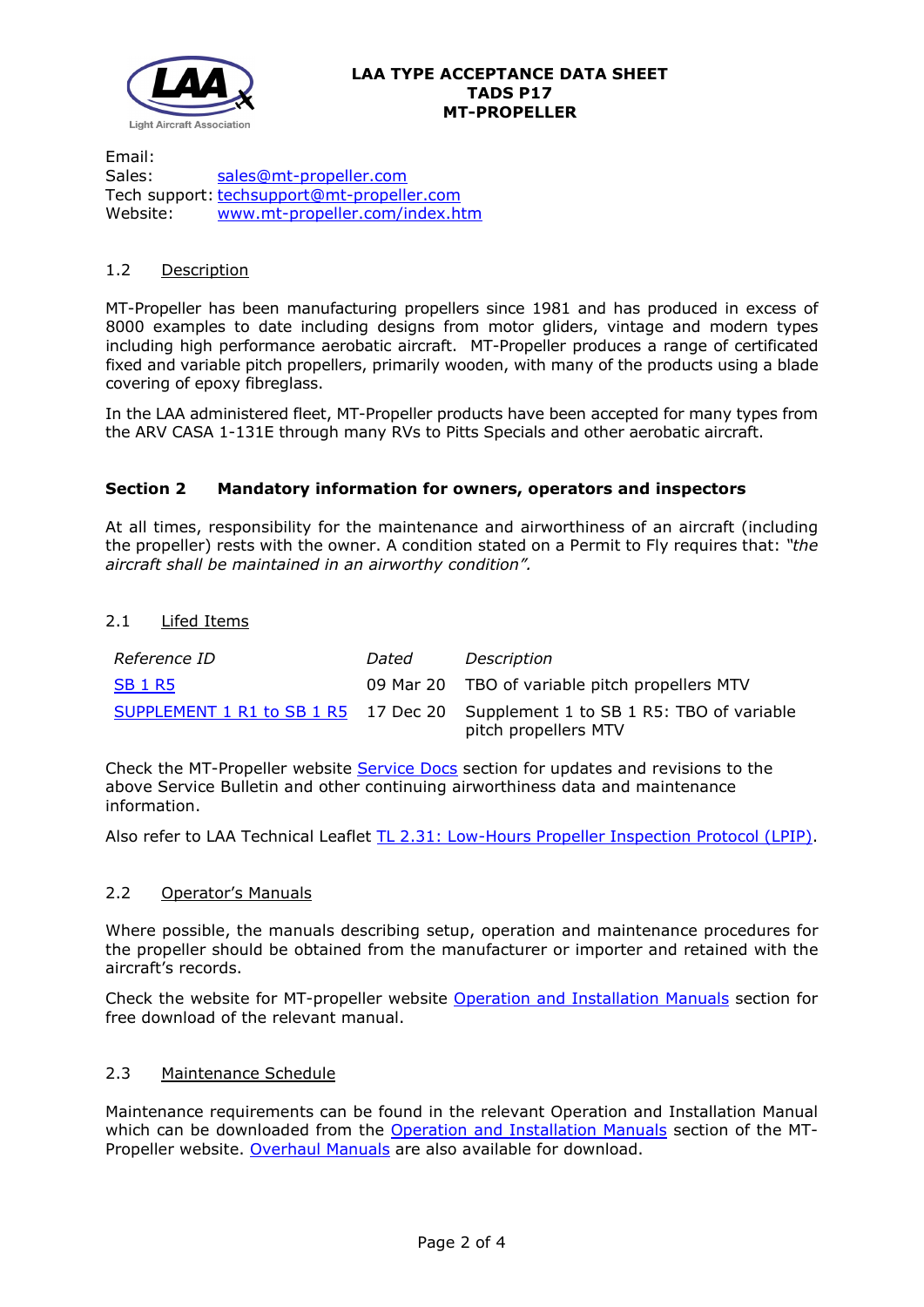Email:
Sales: sales@mt-propeller.com
Tech support: techsupport@mt-propeller.com
Website: www.mt-propeller.com/index.htm

### 1.2 Description

MT-Propeller has been manufacturing propellers since 1981 and has produced in excess of 8000 examples to date including designs from motor gliders, vintage and modern types including high performance aerobatic aircraft. MT-Propeller produces a range of certificated fixed and variable pitch propellers, primarily wooden, with many of the products using a blade covering of epoxy fibreglass.

In the LAA administered fleet, MT-Propeller products have been accepted for many types from the ARV CASA 1-131E through many RVs to Pitts Specials and other aerobatic aircraft.

## Section 2 Mandatory information for owners, operators and inspectors

At all times, responsibility for the maintenance and airworthiness of an aircraft (including the propeller) rests with the owner. A condition stated on a Permit to Fly requires that: *"the aircraft shall be maintained in an airworthy condition".*

### 2.1 Lifed Items

| *Reference ID* | *Dated* | *Description* |
|---|---|---|
| SB 1 R5 | 09 Mar 20 | TBO of variable pitch propellers MTV |
| SUPPLEMENT 1 R1 to SB 1 R5 | 17 Dec 20 | Supplement 1 to SB 1 R5: TBO of variable pitch propellers MTV |

Check the MT-Propeller website Service Docs section for updates and revisions to the above Service Bulletin and other continuing airworthiness data and maintenance information.

Also refer to LAA Technical Leaflet TL 2.31: Low-Hours Propeller Inspection Protocol (LPIP).

### 2.2 Operator's Manuals

Where possible, the manuals describing setup, operation and maintenance procedures for the propeller should be obtained from the manufacturer or importer and retained with the aircraft's records.

Check the website for MT-propeller website Operation and Installation Manuals section for free download of the relevant manual.

### 2.3 Maintenance Schedule

Maintenance requirements can be found in the relevant Operation and Installation Manual which can be downloaded from the Operation and Installation Manuals section of the MT-Propeller website. Overhaul Manuals are also available for download.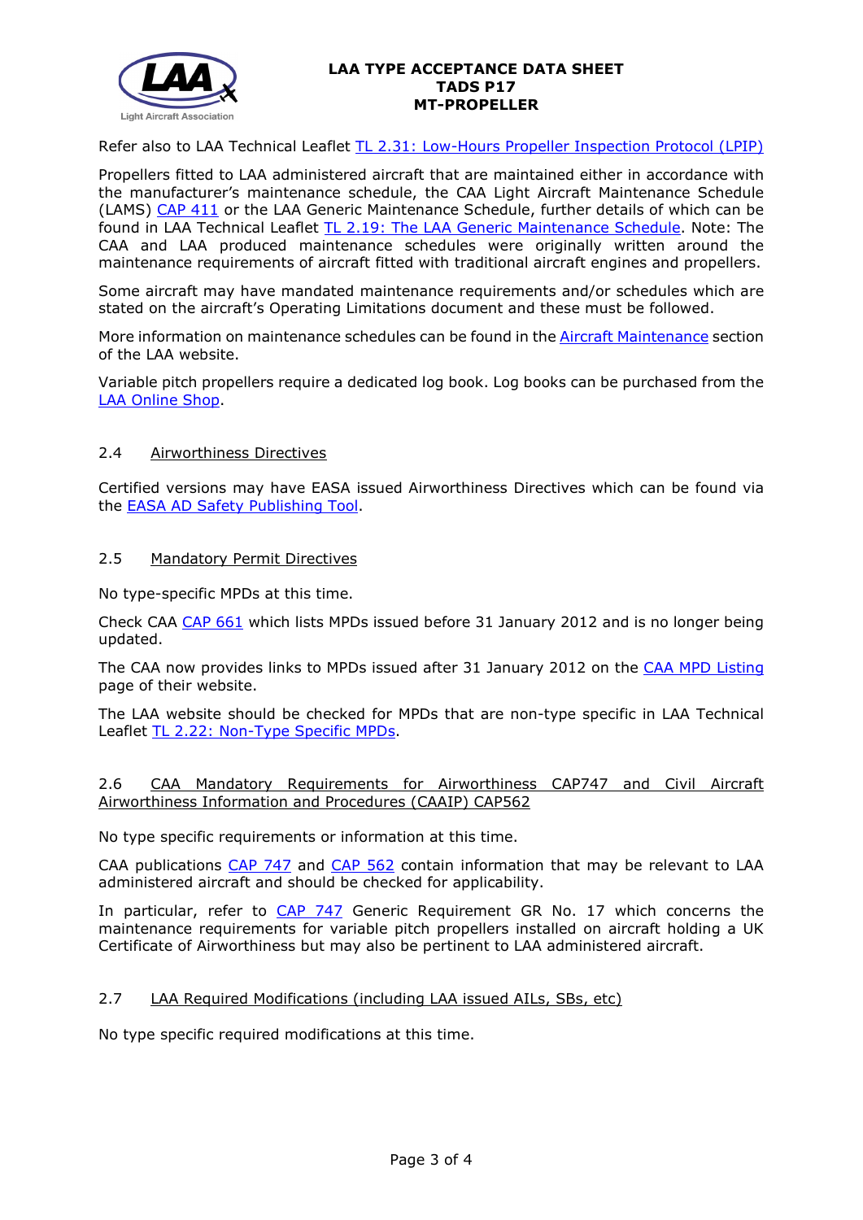Refer also to LAA Technical Leaflet [TL 2.31: Low-Hours Propeller Inspection Protocol (LPIP)]

Propellers fitted to LAA administered aircraft that are maintained either in accordance with the manufacturer's maintenance schedule, the CAA Light Aircraft Maintenance Schedule (LAMS) [CAP 411] or the LAA Generic Maintenance Schedule, further details of which can be found in LAA Technical Leaflet [TL 2.19: The LAA Generic Maintenance Schedule]. Note: The CAA and LAA produced maintenance schedules were originally written around the maintenance requirements of aircraft fitted with traditional aircraft engines and propellers.

Some aircraft may have mandated maintenance requirements and/or schedules which are stated on the aircraft's Operating Limitations document and these must be followed.

More information on maintenance schedules can be found in the [Aircraft Maintenance] section of the LAA website.

Variable pitch propellers require a dedicated log book. Log books can be purchased from the [LAA Online Shop].

### 2.4 Airworthiness Directives

Certified versions may have EASA issued Airworthiness Directives which can be found via the [EASA AD Safety Publishing Tool].

### 2.5 Mandatory Permit Directives

No type-specific MPDs at this time.

Check CAA [CAP 661] which lists MPDs issued before 31 January 2012 and is no longer being updated.

The CAA now provides links to MPDs issued after 31 January 2012 on the [CAA MPD Listing] page of their website.

The LAA website should be checked for MPDs that are non-type specific in LAA Technical Leaflet [TL 2.22: Non-Type Specific MPDs].

### 2.6 CAA Mandatory Requirements for Airworthiness CAP747 and Civil Aircraft Airworthiness Information and Procedures (CAAIP) CAP562

No type specific requirements or information at this time.

CAA publications [CAP 747] and [CAP 562] contain information that may be relevant to LAA administered aircraft and should be checked for applicability.

In particular, refer to [CAP 747] Generic Requirement GR No. 17 which concerns the maintenance requirements for variable pitch propellers installed on aircraft holding a UK Certificate of Airworthiness but may also be pertinent to LAA administered aircraft.

### 2.7 LAA Required Modifications (including LAA issued AILs, SBs, etc)

No type specific required modifications at this time.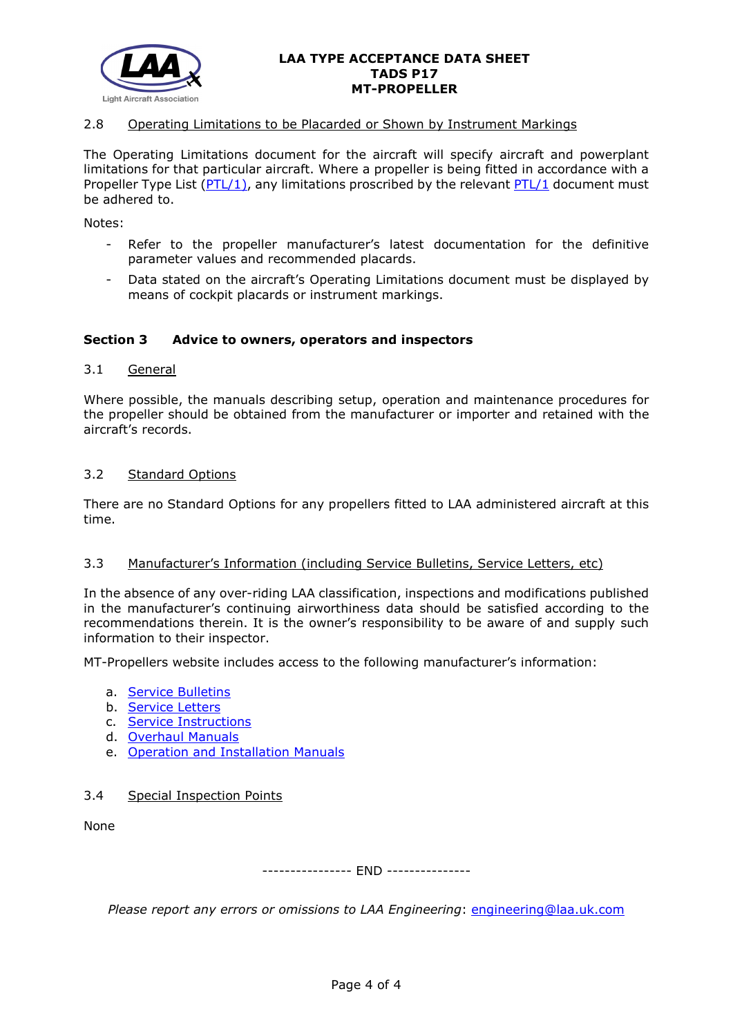### 2.8 Operating Limitations to be Placarded or Shown by Instrument Markings

The Operating Limitations document for the aircraft will specify aircraft and powerplant limitations for that particular aircraft. Where a propeller is being fitted in accordance with a Propeller Type List (PTL/1), any limitations proscribed by the relevant PTL/1 document must be adhered to.

Notes:

- Refer to the propeller manufacturer's latest documentation for the definitive parameter values and recommended placards.
- Data stated on the aircraft's Operating Limitations document must be displayed by means of cockpit placards or instrument markings.

## Section 3 Advice to owners, operators and inspectors

### 3.1 General

Where possible, the manuals describing setup, operation and maintenance procedures for the propeller should be obtained from the manufacturer or importer and retained with the aircraft's records.

### 3.2 Standard Options

There are no Standard Options for any propellers fitted to LAA administered aircraft at this time.

### 3.3 Manufacturer's Information (including Service Bulletins, Service Letters, etc)

In the absence of any over-riding LAA classification, inspections and modifications published in the manufacturer's continuing airworthiness data should be satisfied according to the recommendations therein. It is the owner's responsibility to be aware of and supply such information to their inspector.

MT-Propellers website includes access to the following manufacturer's information:

a. Service Bulletins
b. Service Letters
c. Service Instructions
d. Overhaul Manuals
e. Operation and Installation Manuals

### 3.4 Special Inspection Points

None

---------------- END ---------------

*Please report any errors or omissions to LAA Engineering*: engineering@laa.uk.com